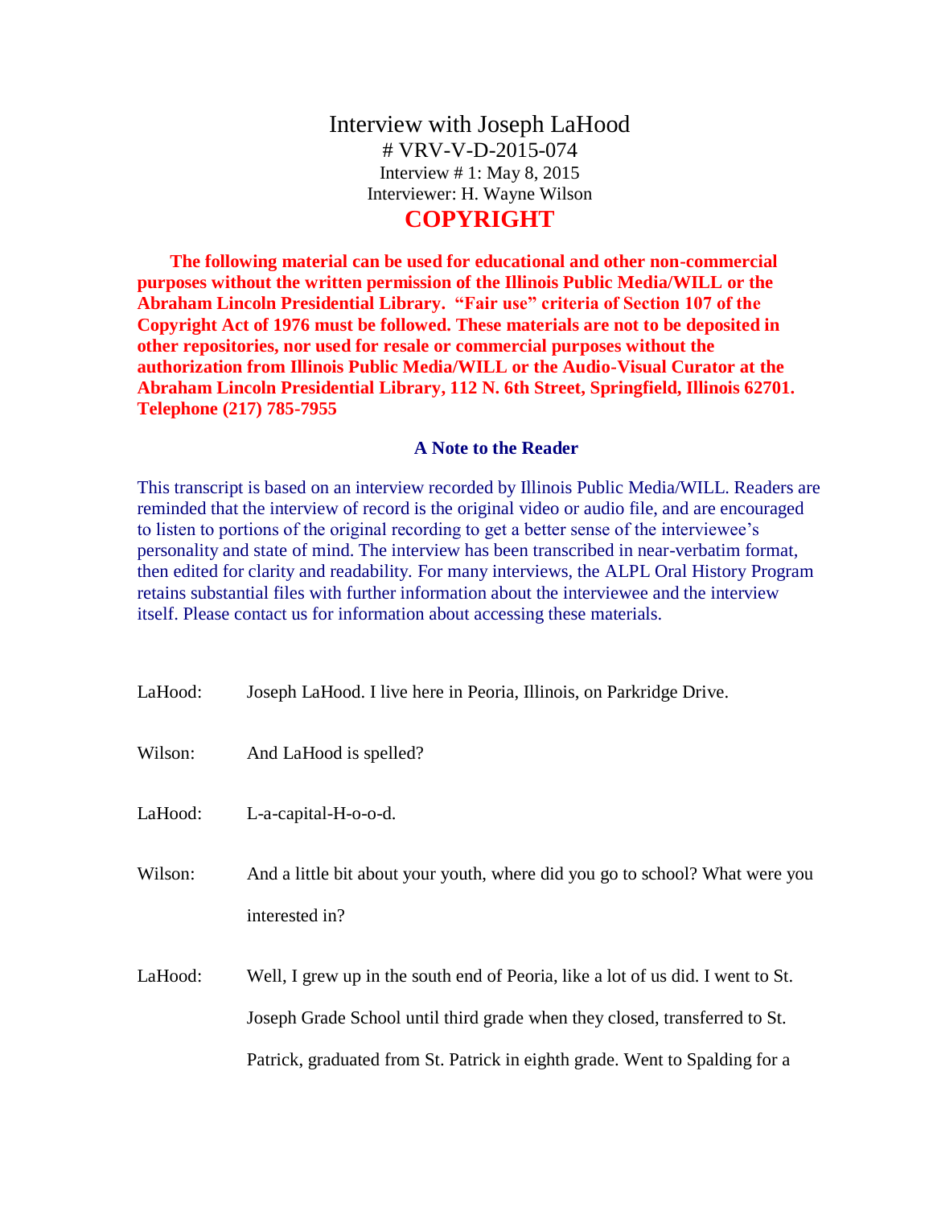# Interview with Joseph LaHood

# VRV-V-D-2015-074

Interview # 1: May 8, 2015

Interviewer: H. Wayne Wilson

## COPYRIGHT

**The following material can be used for educational and other non-commercial purposes without the written permission of the Illinois Public Media/WILL or the Abraham Lincoln Presidential Library. "Fair use" criteria of Section 107 of the Copyright Act of 1976 must be followed. These materials are not to be deposited in other repositories, nor used for resale or commercial purposes without the authorization from Illinois Public Media/WILL or the Audio-Visual Curator at the Abraham Lincoln Presidential Library, 112 N. 6th Street, Springfield, Illinois 62701. Telephone (217) 785-7955**

### A Note to the Reader

This transcript is based on an interview recorded by Illinois Public Media/WILL. Readers are reminded that the interview of record is the original video or audio file, and are encouraged to listen to portions of the original recording to get a better sense of the interviewee's personality and state of mind. The interview has been transcribed in near-verbatim format, then edited for clarity and readability. For many interviews, the ALPL Oral History Program retains substantial files with further information about the interviewee and the interview itself. Please contact us for information about accessing these materials.

LaHood: Joseph LaHood. I live here in Peoria, Illinois, on Parkridge Drive.

Wilson: And LaHood is spelled?

LaHood: L-a-capital-H-o-o-d.

Wilson: And a little bit about your youth, where did you go to school? What were you interested in?

LaHood: Well, I grew up in the south end of Peoria, like a lot of us did. I went to St. Joseph Grade School until third grade when they closed, transferred to St. Patrick, graduated from St. Patrick in eighth grade. Went to Spalding for a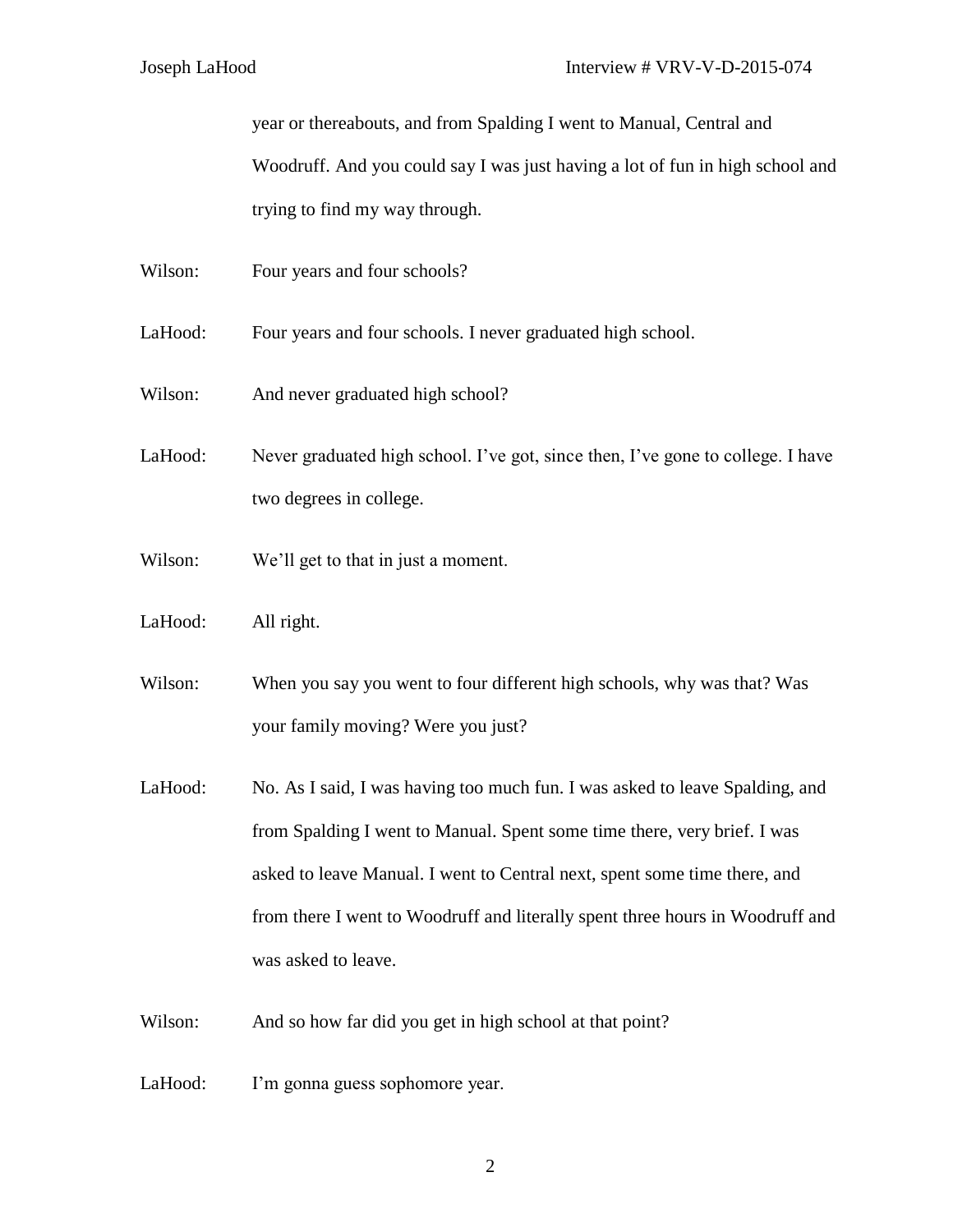year or thereabouts, and from Spalding I went to Manual, Central and Woodruff. And you could say I was just having a lot of fun in high school and trying to find my way through.

Wilson: Four years and four schools?

LaHood: Four years and four schools. I never graduated high school.

Wilson: And never graduated high school?

LaHood: Never graduated high school. I've got, since then, I've gone to college. I have two degrees in college.

Wilson: We'll get to that in just a moment.

LaHood: All right.

Wilson: When you say you went to four different high schools, why was that? Was your family moving? Were you just?

LaHood: No. As I said, I was having too much fun. I was asked to leave Spalding, and from Spalding I went to Manual. Spent some time there, very brief. I was asked to leave Manual. I went to Central next, spent some time there, and from there I went to Woodruff and literally spent three hours in Woodruff and was asked to leave.

Wilson: And so how far did you get in high school at that point?

LaHood: I'm gonna guess sophomore year.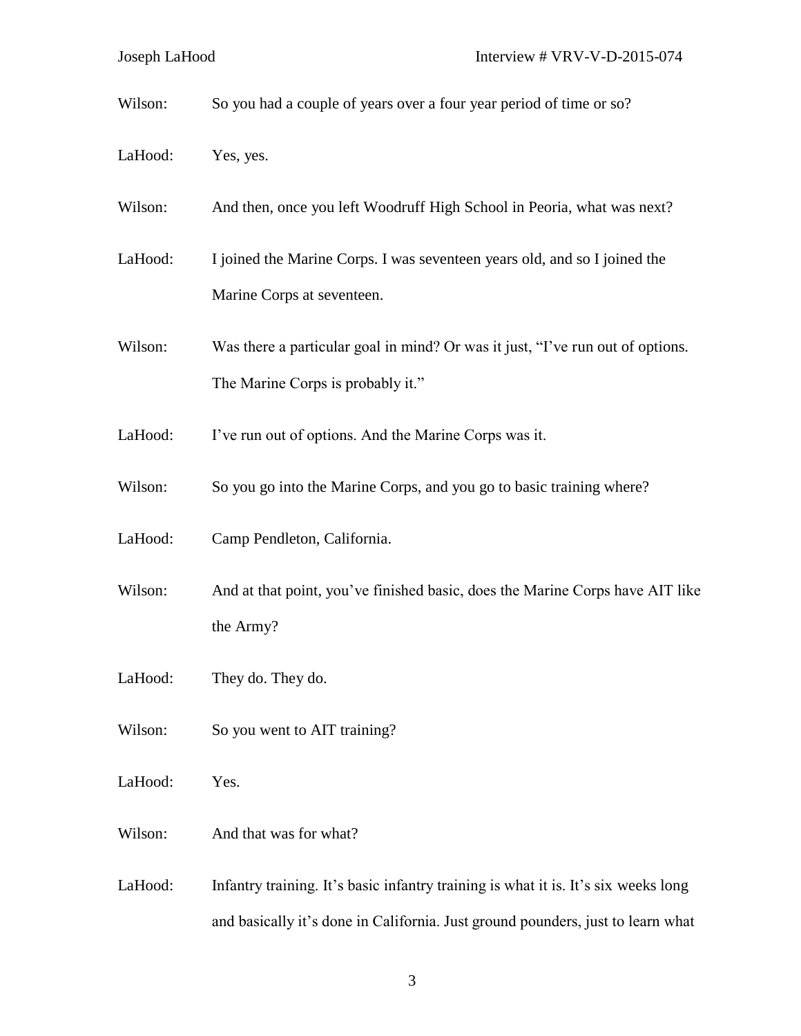Wilson: So you had a couple of years over a four year period of time or so?

LaHood: Yes, yes.

Wilson: And then, once you left Woodruff High School in Peoria, what was next?

LaHood: I joined the Marine Corps. I was seventeen years old, and so I joined the Marine Corps at seventeen.

Wilson: Was there a particular goal in mind? Or was it just, "I've run out of options. The Marine Corps is probably it."

LaHood: I've run out of options. And the Marine Corps was it.

Wilson: So you go into the Marine Corps, and you go to basic training where?

LaHood: Camp Pendleton, California.

Wilson: And at that point, you've finished basic, does the Marine Corps have AIT like the Army?

LaHood: They do. They do.

Wilson: So you went to AIT training?

LaHood: Yes.

Wilson: And that was for what?

LaHood: Infantry training. It's basic infantry training is what it is. It's six weeks long and basically it's done in California. Just ground pounders, just to learn what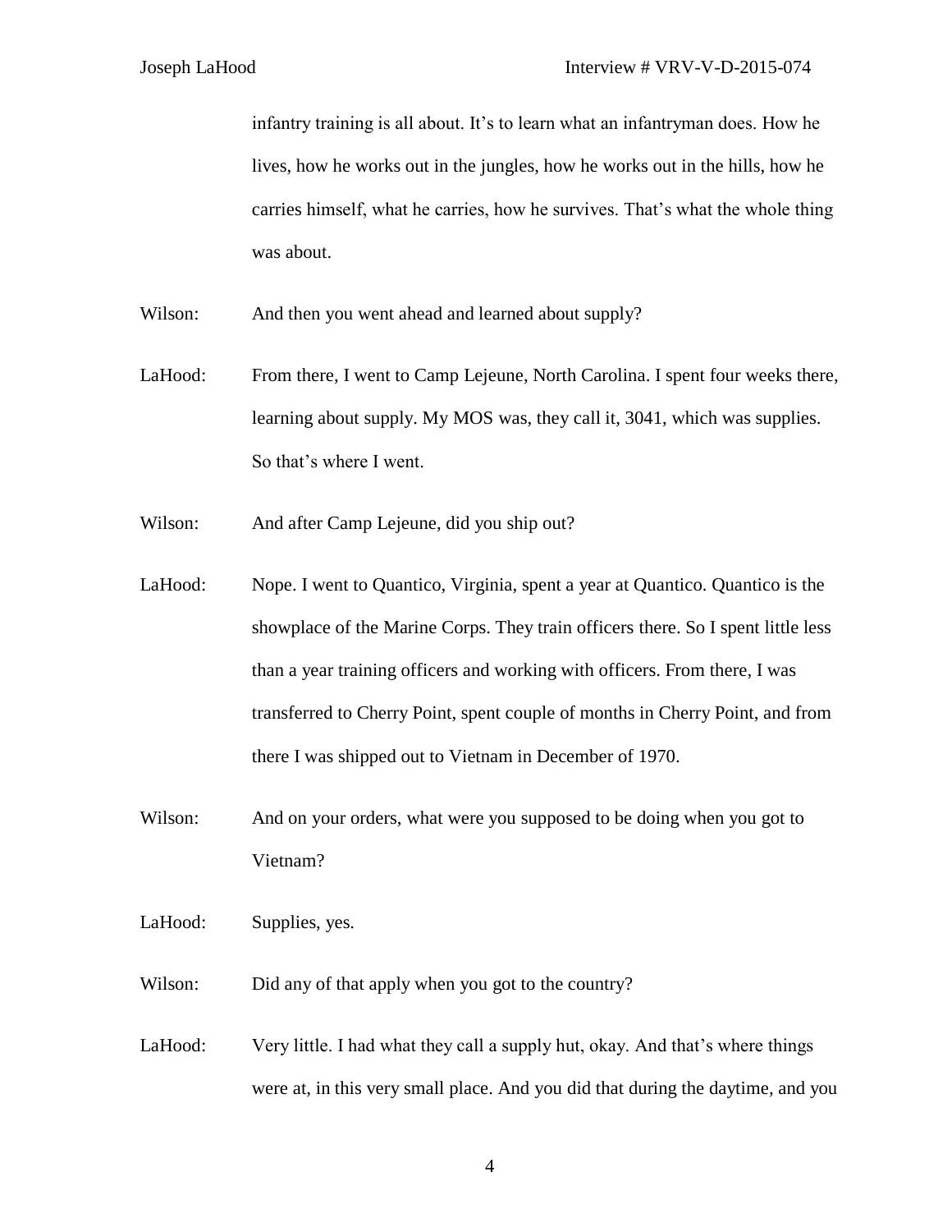infantry training is all about. It's to learn what an infantryman does. How he lives, how he works out in the jungles, how he works out in the hills, how he carries himself, what he carries, how he survives. That's what the whole thing was about.

Wilson: And then you went ahead and learned about supply?

LaHood: From there, I went to Camp Lejeune, North Carolina. I spent four weeks there, learning about supply. My MOS was, they call it, 3041, which was supplies. So that's where I went.

Wilson: And after Camp Lejeune, did you ship out?

LaHood: Nope. I went to Quantico, Virginia, spent a year at Quantico. Quantico is the showplace of the Marine Corps. They train officers there. So I spent little less than a year training officers and working with officers. From there, I was transferred to Cherry Point, spent couple of months in Cherry Point, and from there I was shipped out to Vietnam in December of 1970.

Wilson: And on your orders, what were you supposed to be doing when you got to Vietnam?

LaHood: Supplies, yes.

Wilson: Did any of that apply when you got to the country?

LaHood: Very little. I had what they call a supply hut, okay. And that's where things were at, in this very small place. And you did that during the daytime, and you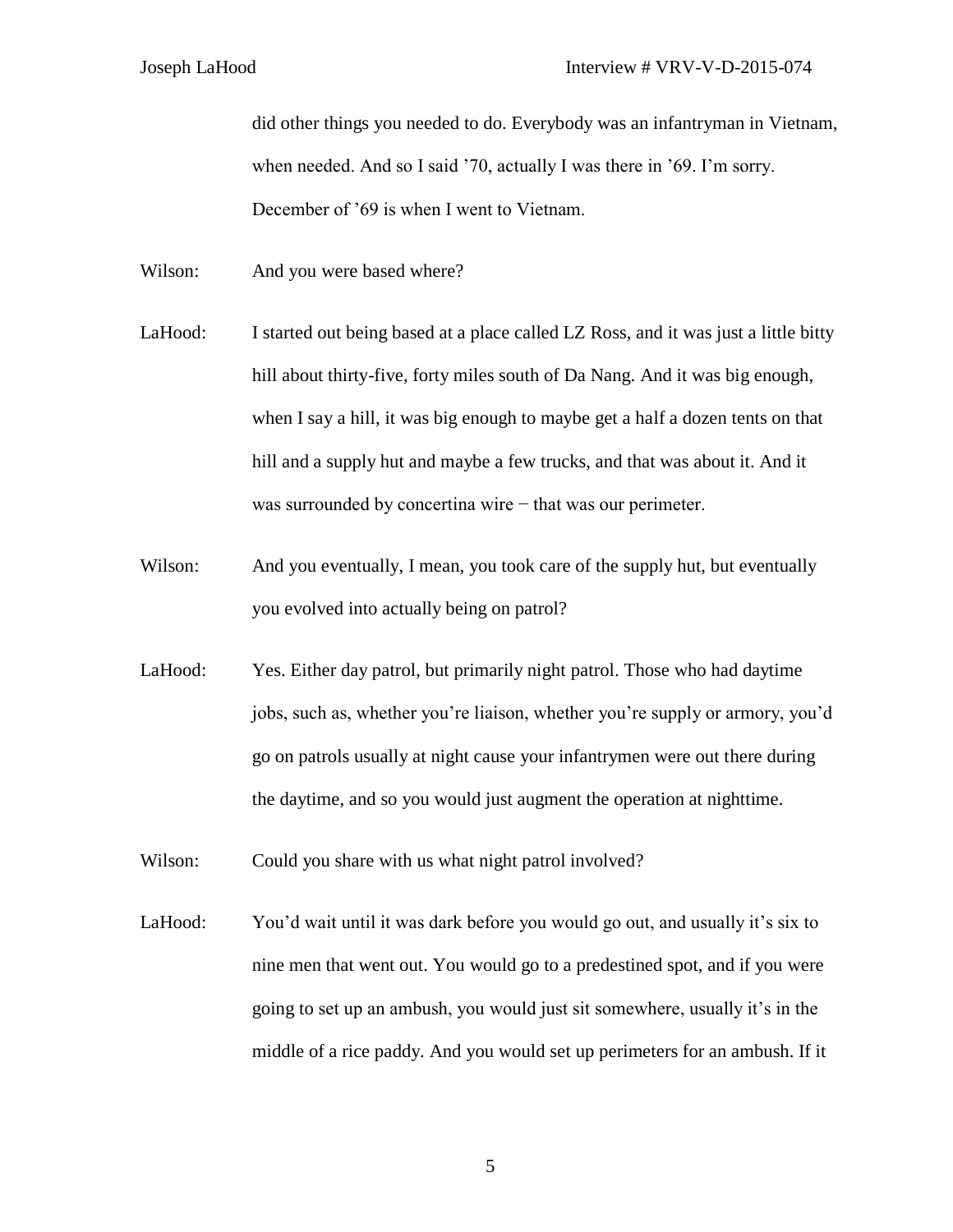did other things you needed to do. Everybody was an infantryman in Vietnam, when needed. And so I said ’70, actually I was there in ’69. I’m sorry. December of ’69 is when I went to Vietnam.

Wilson: And you were based where?

LaHood: I started out being based at a place called LZ Ross, and it was just a little bitty hill about thirty-five, forty miles south of Da Nang. And it was big enough, when I say a hill, it was big enough to maybe get a half a dozen tents on that hill and a supply hut and maybe a few trucks, and that was about it. And it was surrounded by concertina wire − that was our perimeter.

Wilson: And you eventually, I mean, you took care of the supply hut, but eventually you evolved into actually being on patrol?

LaHood: Yes. Either day patrol, but primarily night patrol. Those who had daytime jobs, such as, whether you’re liaison, whether you’re supply or armory, you’d go on patrols usually at night cause your infantrymen were out there during the daytime, and so you would just augment the operation at nighttime.

Wilson: Could you share with us what night patrol involved?

LaHood: You’d wait until it was dark before you would go out, and usually it’s six to nine men that went out. You would go to a predestined spot, and if you were going to set up an ambush, you would just sit somewhere, usually it’s in the middle of a rice paddy. And you would set up perimeters for an ambush. If it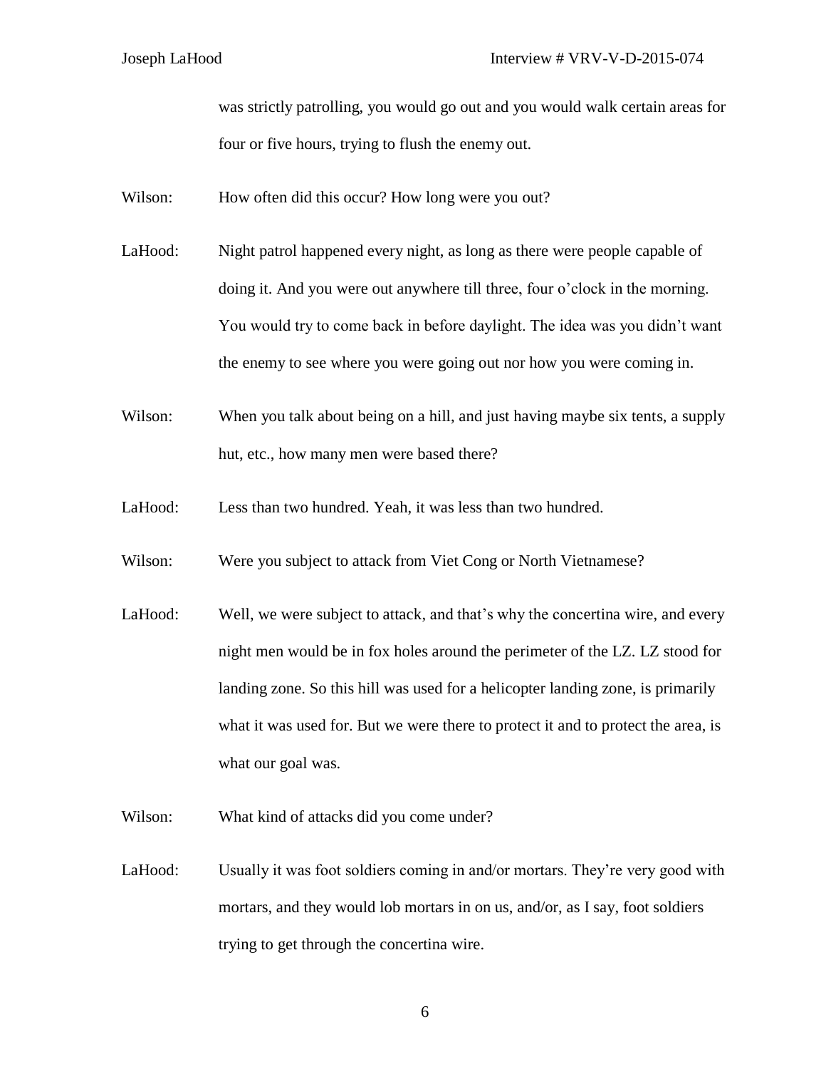was strictly patrolling, you would go out and you would walk certain areas for four or five hours, trying to flush the enemy out.

Wilson: How often did this occur? How long were you out?

LaHood: Night patrol happened every night, as long as there were people capable of doing it. And you were out anywhere till three, four o'clock in the morning. You would try to come back in before daylight. The idea was you didn't want the enemy to see where you were going out nor how you were coming in.

Wilson: When you talk about being on a hill, and just having maybe six tents, a supply hut, etc., how many men were based there?

LaHood: Less than two hundred. Yeah, it was less than two hundred.

Wilson: Were you subject to attack from Viet Cong or North Vietnamese?

LaHood: Well, we were subject to attack, and that's why the concertina wire, and every night men would be in fox holes around the perimeter of the LZ. LZ stood for landing zone. So this hill was used for a helicopter landing zone, is primarily what it was used for. But we were there to protect it and to protect the area, is what our goal was.

Wilson: What kind of attacks did you come under?

LaHood: Usually it was foot soldiers coming in and/or mortars. They're very good with mortars, and they would lob mortars in on us, and/or, as I say, foot soldiers trying to get through the concertina wire.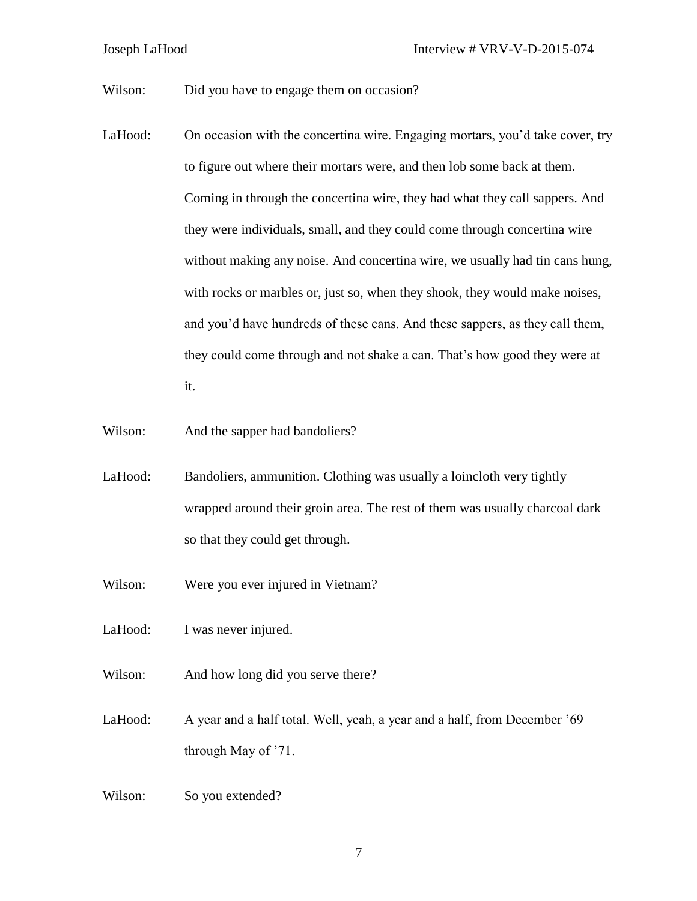Wilson: Did you have to engage them on occasion?

LaHood: On occasion with the concertina wire. Engaging mortars, you'd take cover, try to figure out where their mortars were, and then lob some back at them. Coming in through the concertina wire, they had what they call sappers. And they were individuals, small, and they could come through concertina wire without making any noise. And concertina wire, we usually had tin cans hung, with rocks or marbles or, just so, when they shook, they would make noises, and you'd have hundreds of these cans. And these sappers, as they call them, they could come through and not shake a can. That's how good they were at it.

Wilson: And the sapper had bandoliers?

LaHood: Bandoliers, ammunition. Clothing was usually a loincloth very tightly wrapped around their groin area. The rest of them was usually charcoal dark so that they could get through.

Wilson: Were you ever injured in Vietnam?

LaHood: I was never injured.

Wilson: And how long did you serve there?

LaHood: A year and a half total. Well, yeah, a year and a half, from December '69 through May of '71.

Wilson: So you extended?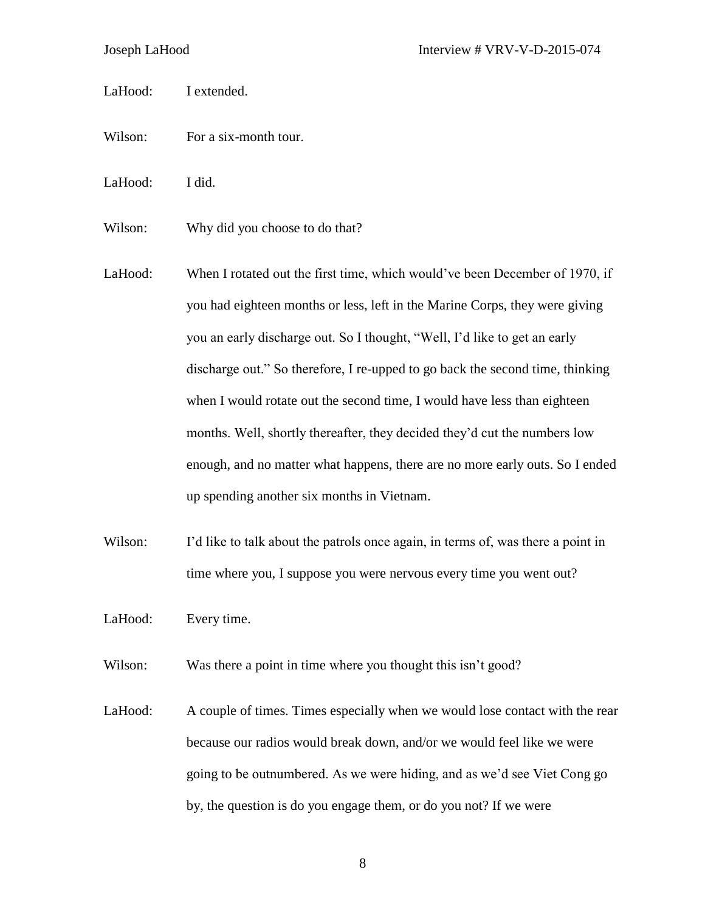LaHood: I extended.

Wilson: For a six-month tour.

LaHood: I did.

Wilson: Why did you choose to do that?

LaHood: When I rotated out the first time, which would've been December of 1970, if you had eighteen months or less, left in the Marine Corps, they were giving you an early discharge out. So I thought, "Well, I'd like to get an early discharge out." So therefore, I re-upped to go back the second time, thinking when I would rotate out the second time, I would have less than eighteen months. Well, shortly thereafter, they decided they'd cut the numbers low enough, and no matter what happens, there are no more early outs. So I ended up spending another six months in Vietnam.

Wilson: I'd like to talk about the patrols once again, in terms of, was there a point in time where you, I suppose you were nervous every time you went out?

LaHood: Every time.

Wilson: Was there a point in time where you thought this isn't good?

LaHood: A couple of times. Times especially when we would lose contact with the rear because our radios would break down, and/or we would feel like we were going to be outnumbered. As we were hiding, and as we'd see Viet Cong go by, the question is do you engage them, or do you not? If we were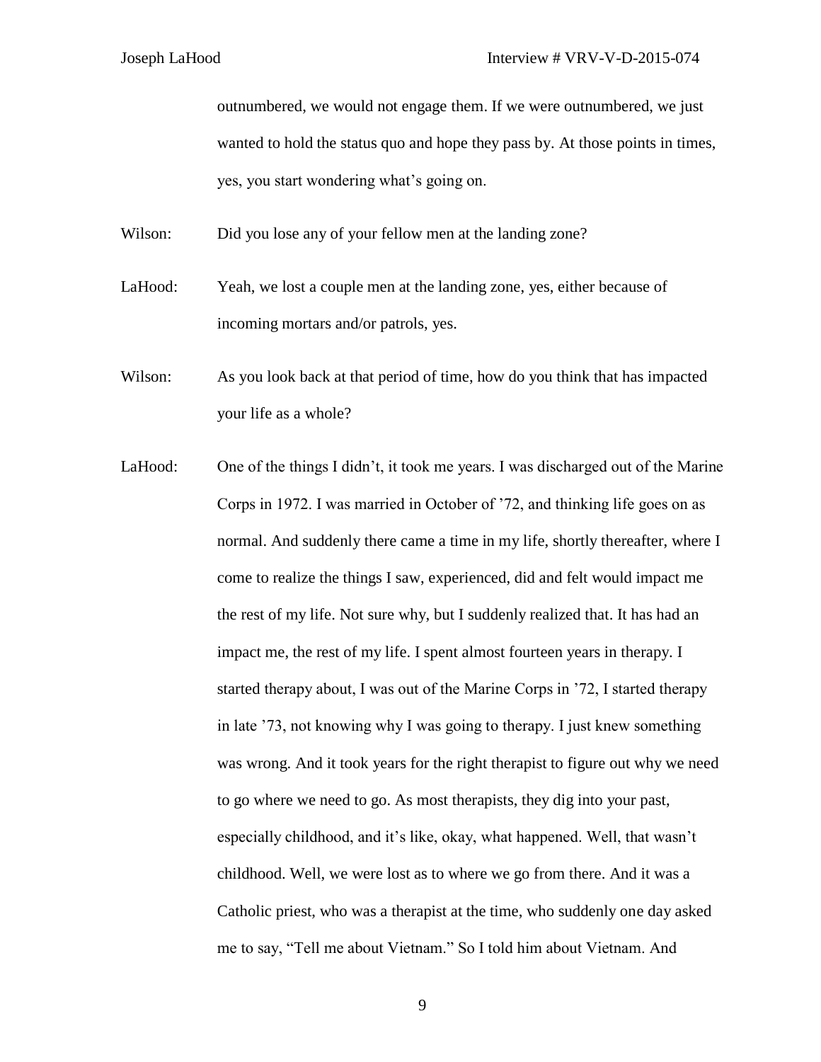outnumbered, we would not engage them. If we were outnumbered, we just wanted to hold the status quo and hope they pass by. At those points in times, yes, you start wondering what's going on.

Wilson: Did you lose any of your fellow men at the landing zone?

LaHood: Yeah, we lost a couple men at the landing zone, yes, either because of incoming mortars and/or patrols, yes.

Wilson: As you look back at that period of time, how do you think that has impacted your life as a whole?

LaHood: One of the things I didn't, it took me years. I was discharged out of the Marine Corps in 1972. I was married in October of '72, and thinking life goes on as normal. And suddenly there came a time in my life, shortly thereafter, where I come to realize the things I saw, experienced, did and felt would impact me the rest of my life. Not sure why, but I suddenly realized that. It has had an impact me, the rest of my life. I spent almost fourteen years in therapy. I started therapy about, I was out of the Marine Corps in '72, I started therapy in late '73, not knowing why I was going to therapy. I just knew something was wrong. And it took years for the right therapist to figure out why we need to go where we need to go. As most therapists, they dig into your past, especially childhood, and it's like, okay, what happened. Well, that wasn't childhood. Well, we were lost as to where we go from there. And it was a Catholic priest, who was a therapist at the time, who suddenly one day asked me to say, "Tell me about Vietnam." So I told him about Vietnam. And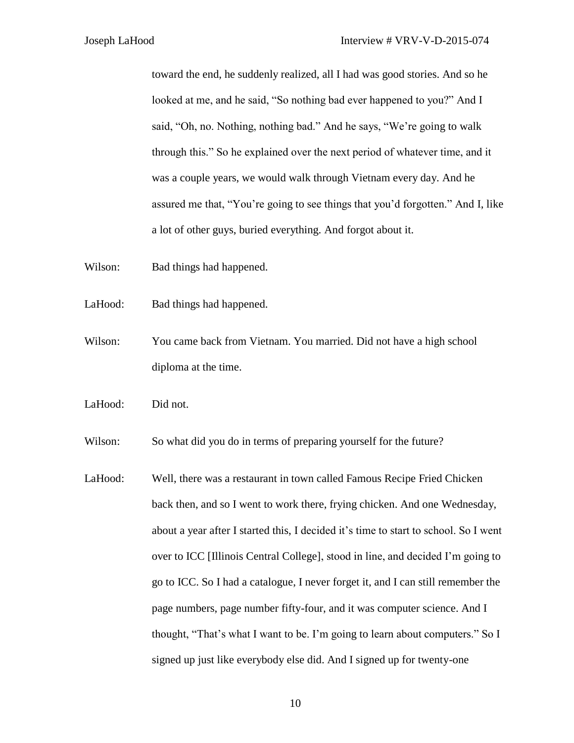toward the end, he suddenly realized, all I had was good stories. And so he looked at me, and he said, "So nothing bad ever happened to you?" And I said, "Oh, no. Nothing, nothing bad." And he says, "We're going to walk through this." So he explained over the next period of whatever time, and it was a couple years, we would walk through Vietnam every day. And he assured me that, "You're going to see things that you'd forgotten." And I, like a lot of other guys, buried everything. And forgot about it.

Wilson: Bad things had happened.

LaHood: Bad things had happened.

Wilson: You came back from Vietnam. You married. Did not have a high school diploma at the time.

LaHood: Did not.

Wilson: So what did you do in terms of preparing yourself for the future?

LaHood: Well, there was a restaurant in town called Famous Recipe Fried Chicken back then, and so I went to work there, frying chicken. And one Wednesday, about a year after I started this, I decided it's time to start to school. So I went over to ICC [Illinois Central College], stood in line, and decided I'm going to go to ICC. So I had a catalogue, I never forget it, and I can still remember the page numbers, page number fifty-four, and it was computer science. And I thought, "That's what I want to be. I'm going to learn about computers." So I signed up just like everybody else did. And I signed up for twenty-one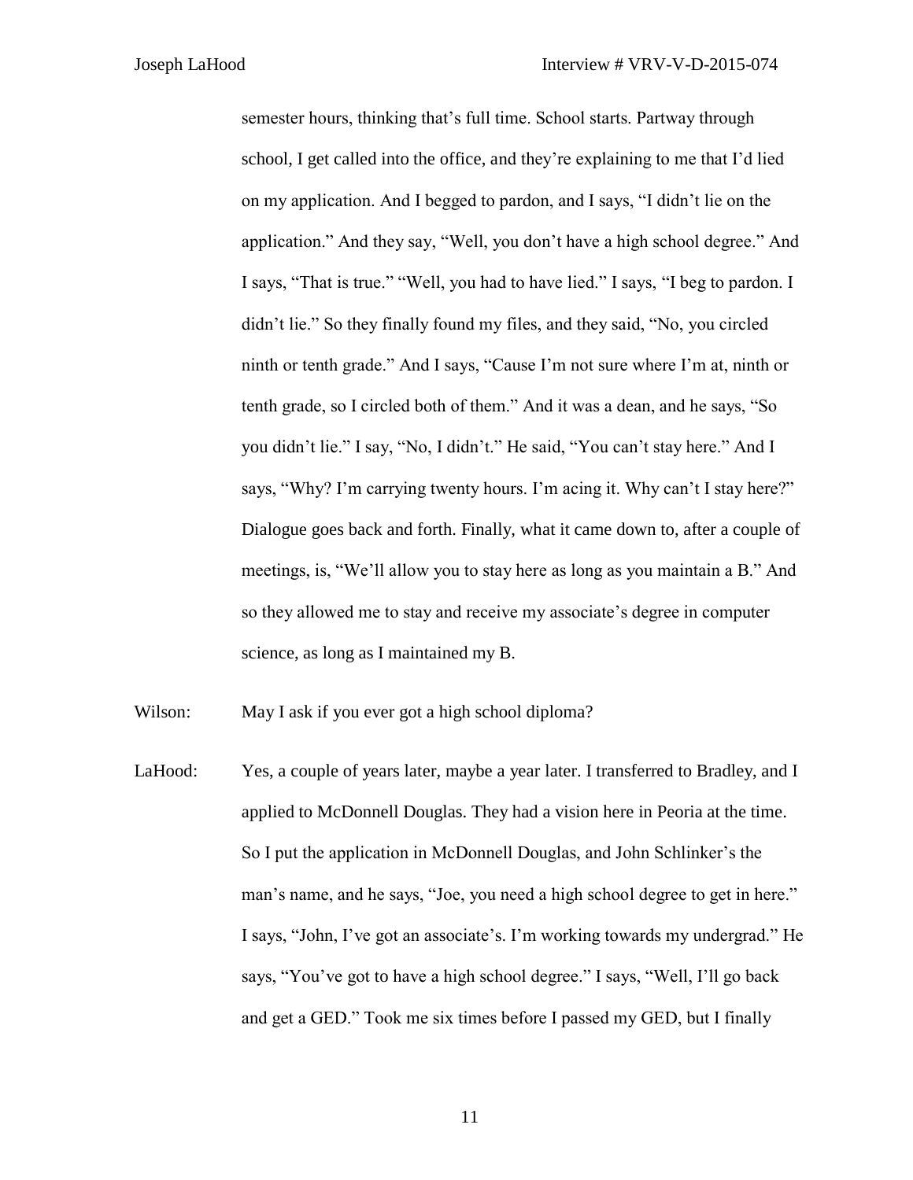semester hours, thinking that's full time. School starts. Partway through school, I get called into the office, and they're explaining to me that I'd lied on my application. And I begged to pardon, and I says, "I didn't lie on the application." And they say, "Well, you don't have a high school degree." And I says, "That is true." "Well, you had to have lied." I says, "I beg to pardon. I didn't lie." So they finally found my files, and they said, "No, you circled ninth or tenth grade." And I says, "Cause I'm not sure where I'm at, ninth or tenth grade, so I circled both of them." And it was a dean, and he says, "So you didn't lie." I say, "No, I didn't." He said, "You can't stay here." And I says, "Why? I'm carrying twenty hours. I'm acing it. Why can't I stay here?" Dialogue goes back and forth. Finally, what it came down to, after a couple of meetings, is, "We'll allow you to stay here as long as you maintain a B." And so they allowed me to stay and receive my associate's degree in computer science, as long as I maintained my B.

Wilson: May I ask if you ever got a high school diploma?

LaHood: Yes, a couple of years later, maybe a year later. I transferred to Bradley, and I applied to McDonnell Douglas. They had a vision here in Peoria at the time. So I put the application in McDonnell Douglas, and John Schlinker's the man's name, and he says, "Joe, you need a high school degree to get in here." I says, "John, I've got an associate's. I'm working towards my undergrad." He says, "You've got to have a high school degree." I says, "Well, I'll go back and get a GED." Took me six times before I passed my GED, but I finally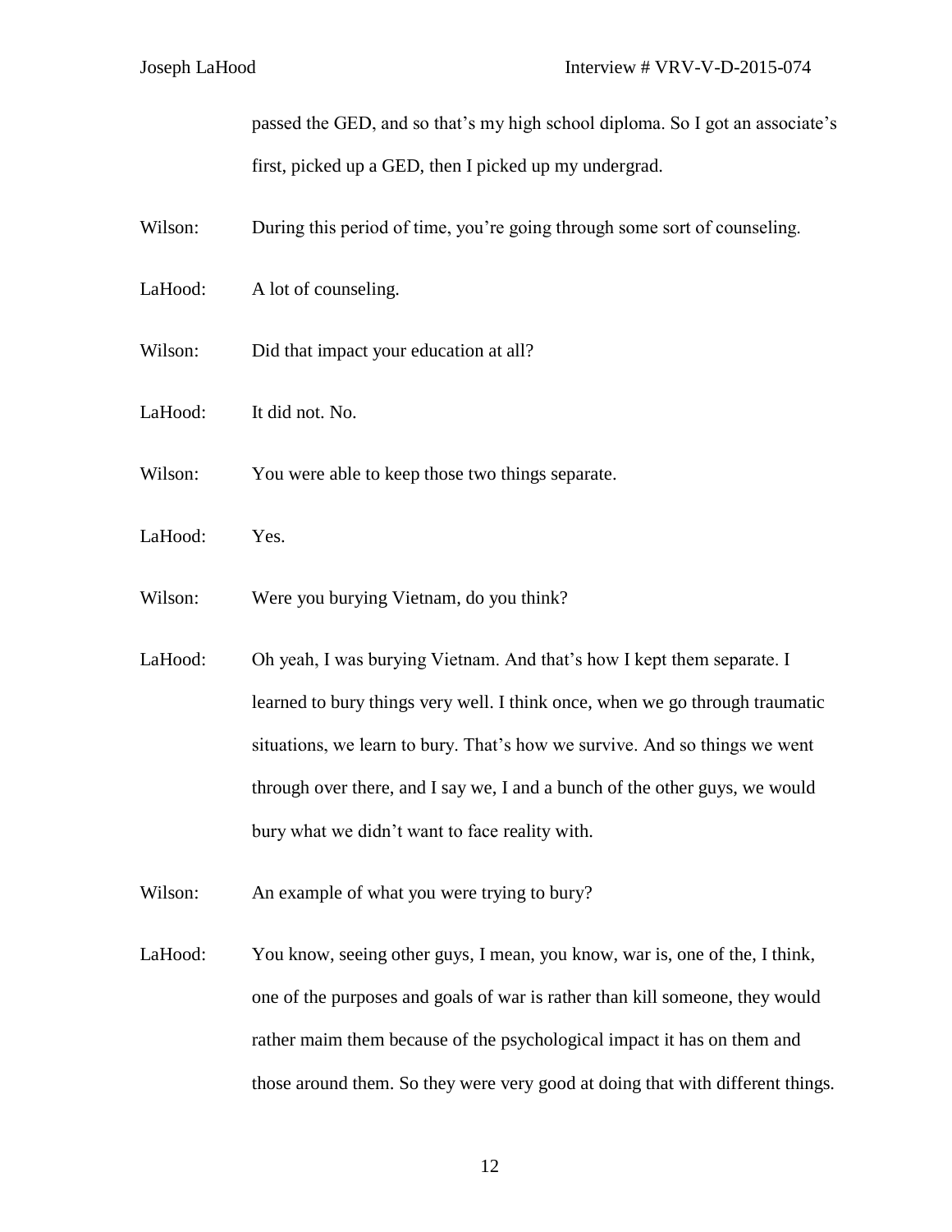passed the GED, and so that's my high school diploma. So I got an associate's first, picked up a GED, then I picked up my undergrad.

Wilson: During this period of time, you're going through some sort of counseling.

LaHood: A lot of counseling.

Wilson: Did that impact your education at all?

LaHood: It did not. No.

Wilson: You were able to keep those two things separate.

LaHood: Yes.

Wilson: Were you burying Vietnam, do you think?

LaHood: Oh yeah, I was burying Vietnam. And that's how I kept them separate. I learned to bury things very well. I think once, when we go through traumatic situations, we learn to bury. That's how we survive. And so things we went through over there, and I say we, I and a bunch of the other guys, we would bury what we didn't want to face reality with.

Wilson: An example of what you were trying to bury?

LaHood: You know, seeing other guys, I mean, you know, war is, one of the, I think, one of the purposes and goals of war is rather than kill someone, they would rather maim them because of the psychological impact it has on them and those around them. So they were very good at doing that with different things.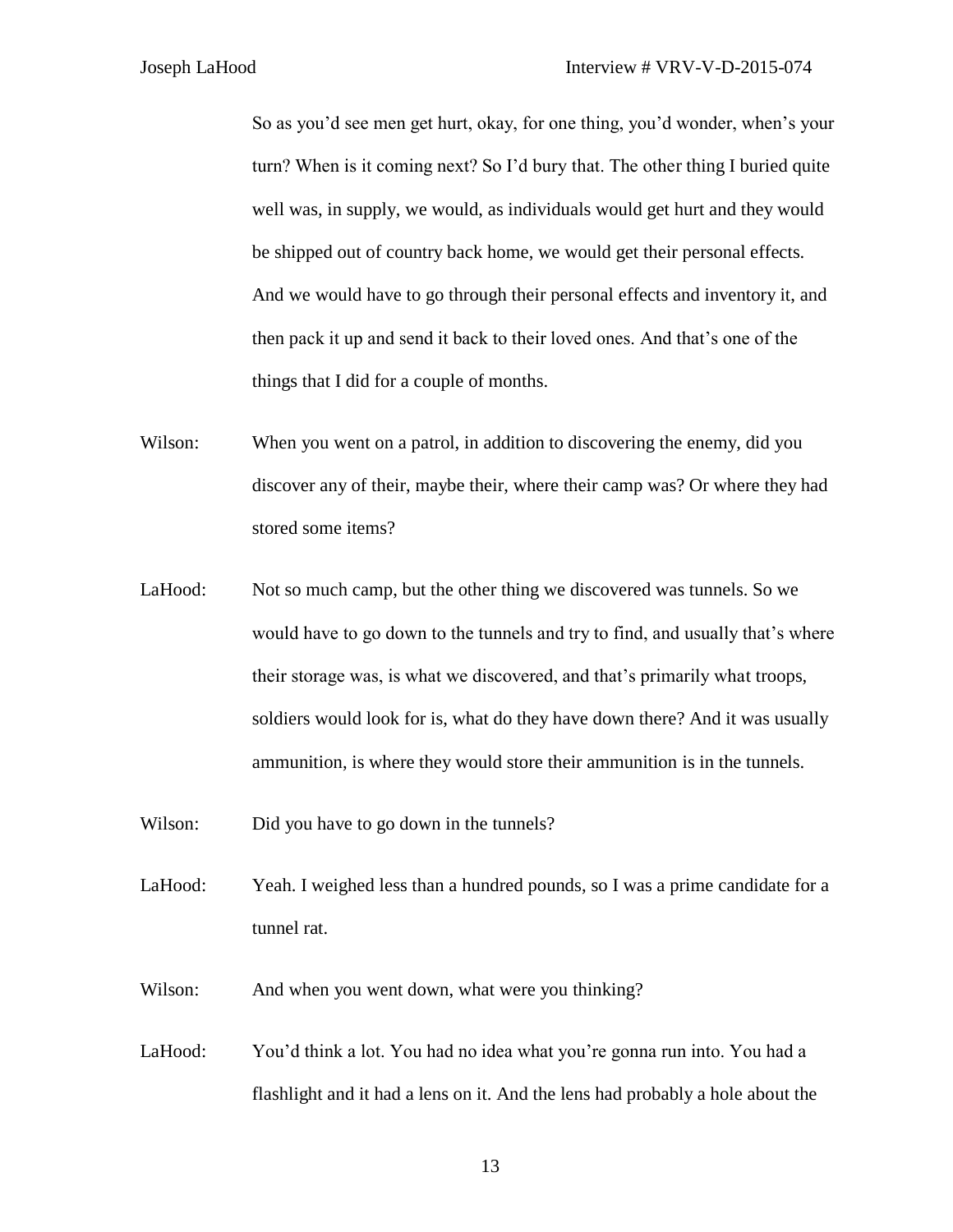So as you'd see men get hurt, okay, for one thing, you'd wonder, when's your turn? When is it coming next? So I'd bury that. The other thing I buried quite well was, in supply, we would, as individuals would get hurt and they would be shipped out of country back home, we would get their personal effects. And we would have to go through their personal effects and inventory it, and then pack it up and send it back to their loved ones. And that's one of the things that I did for a couple of months.

Wilson: When you went on a patrol, in addition to discovering the enemy, did you discover any of their, maybe their, where their camp was? Or where they had stored some items?

LaHood: Not so much camp, but the other thing we discovered was tunnels. So we would have to go down to the tunnels and try to find, and usually that's where their storage was, is what we discovered, and that's primarily what troops, soldiers would look for is, what do they have down there? And it was usually ammunition, is where they would store their ammunition is in the tunnels.

Wilson: Did you have to go down in the tunnels?

LaHood: Yeah. I weighed less than a hundred pounds, so I was a prime candidate for a tunnel rat.

Wilson: And when you went down, what were you thinking?

LaHood: You'd think a lot. You had no idea what you're gonna run into. You had a flashlight and it had a lens on it. And the lens had probably a hole about the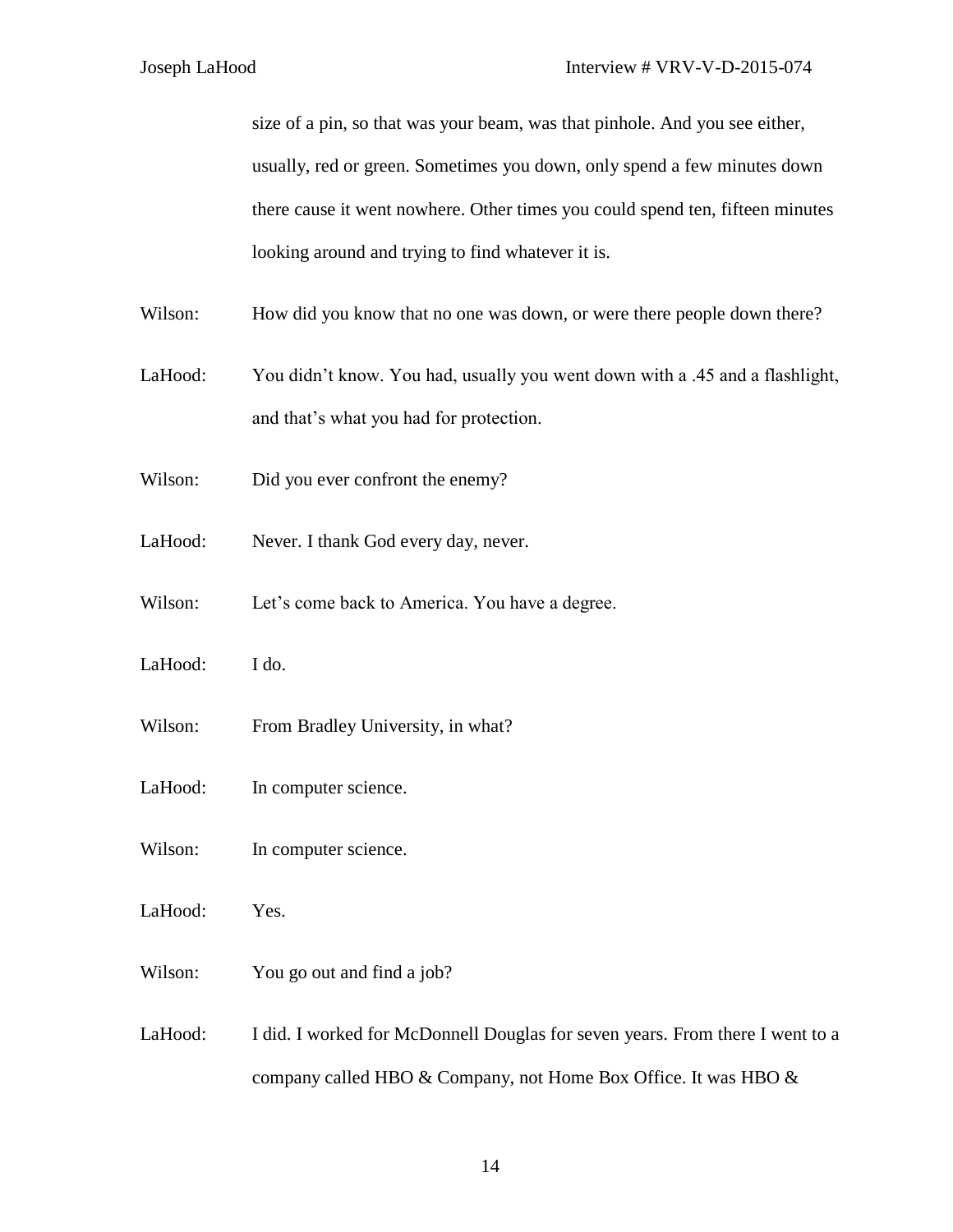size of a pin, so that was your beam, was that pinhole. And you see either, usually, red or green. Sometimes you down, only spend a few minutes down there cause it went nowhere. Other times you could spend ten, fifteen minutes looking around and trying to find whatever it is.

Wilson: How did you know that no one was down, or were there people down there?

LaHood: You didn't know. You had, usually you went down with a .45 and a flashlight, and that's what you had for protection.

Wilson: Did you ever confront the enemy?

LaHood: Never. I thank God every day, never.

Wilson: Let's come back to America. You have a degree.

LaHood: I do.

Wilson: From Bradley University, in what?

LaHood: In computer science.

Wilson: In computer science.

LaHood: Yes.

Wilson: You go out and find a job?

LaHood: I did. I worked for McDonnell Douglas for seven years. From there I went to a company called HBO & Company, not Home Box Office. It was HBO &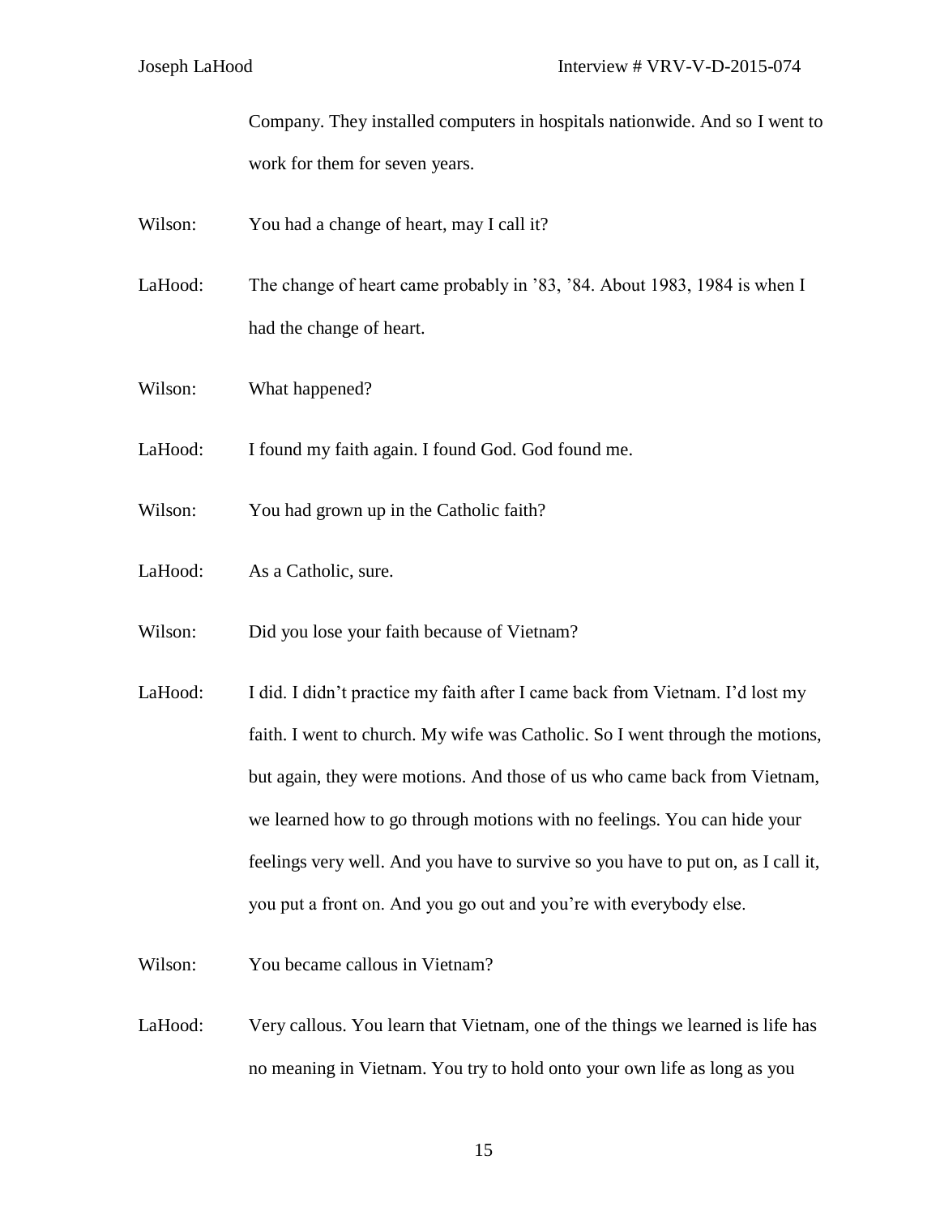Company. They installed computers in hospitals nationwide. And so I went to work for them for seven years.

Wilson: You had a change of heart, may I call it?

LaHood: The change of heart came probably in '83, '84. About 1983, 1984 is when I had the change of heart.

Wilson: What happened?

LaHood: I found my faith again. I found God. God found me.

Wilson: You had grown up in the Catholic faith?

LaHood: As a Catholic, sure.

Wilson: Did you lose your faith because of Vietnam?

LaHood: I did. I didn't practice my faith after I came back from Vietnam. I'd lost my faith. I went to church. My wife was Catholic. So I went through the motions, but again, they were motions. And those of us who came back from Vietnam, we learned how to go through motions with no feelings. You can hide your feelings very well. And you have to survive so you have to put on, as I call it, you put a front on. And you go out and you're with everybody else.

Wilson: You became callous in Vietnam?

LaHood: Very callous. You learn that Vietnam, one of the things we learned is life has no meaning in Vietnam. You try to hold onto your own life as long as you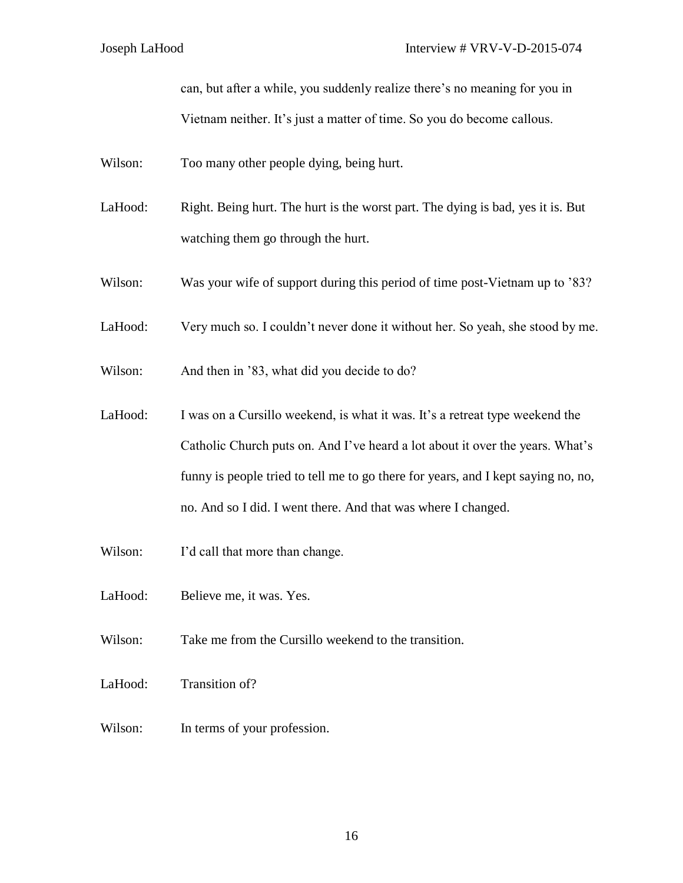can, but after a while, you suddenly realize there's no meaning for you in Vietnam neither. It's just a matter of time. So you do become callous.

Wilson: Too many other people dying, being hurt.

LaHood: Right. Being hurt. The hurt is the worst part. The dying is bad, yes it is. But watching them go through the hurt.

Wilson: Was your wife of support during this period of time post-Vietnam up to '83?

LaHood: Very much so. I couldn't never done it without her. So yeah, she stood by me.

Wilson: And then in '83, what did you decide to do?

LaHood: I was on a Cursillo weekend, is what it was. It's a retreat type weekend the Catholic Church puts on. And I've heard a lot about it over the years. What's funny is people tried to tell me to go there for years, and I kept saying no, no, no. And so I did. I went there. And that was where I changed.

Wilson: I'd call that more than change.

LaHood: Believe me, it was. Yes.

Wilson: Take me from the Cursillo weekend to the transition.

LaHood: Transition of?

Wilson: In terms of your profession.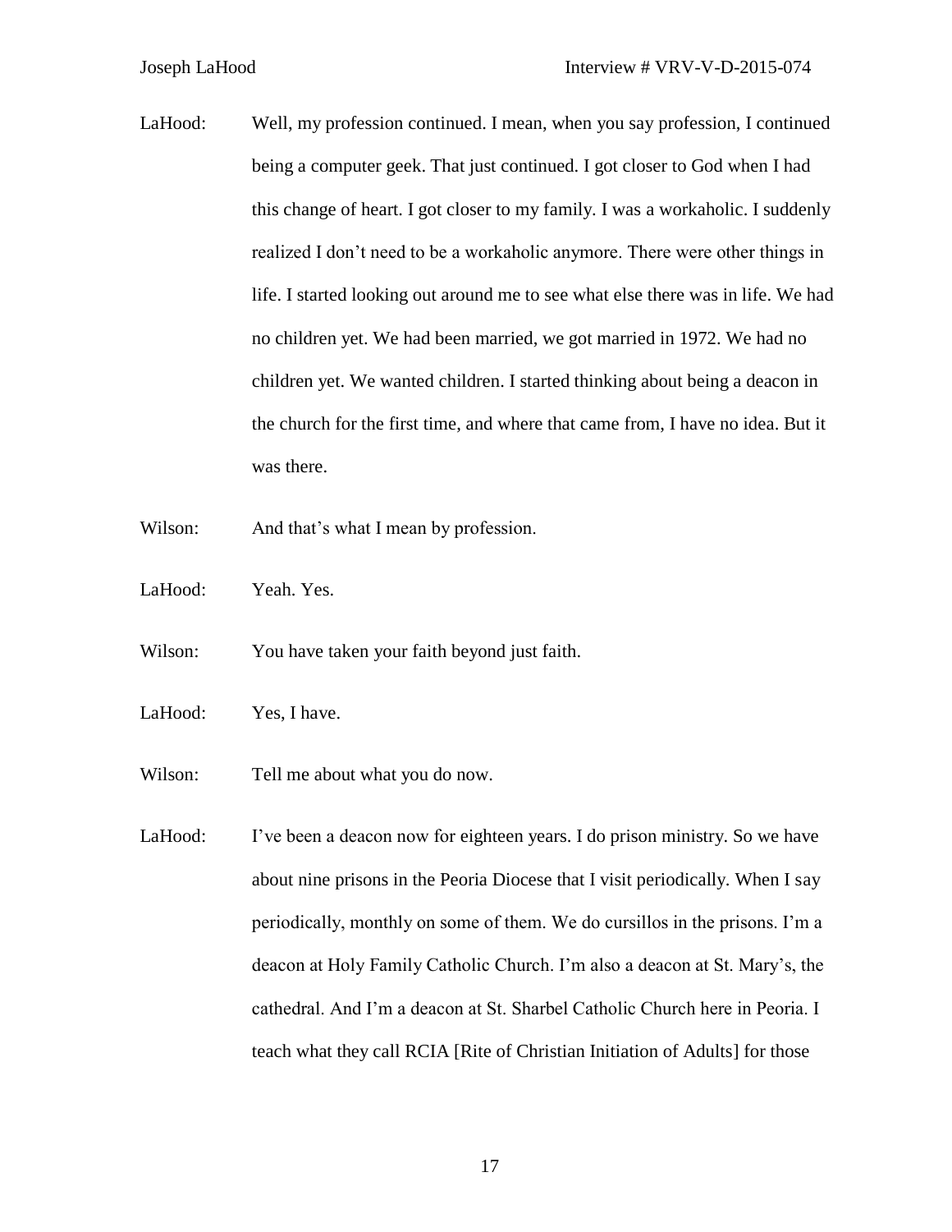LaHood: Well, my profession continued. I mean, when you say profession, I continued being a computer geek. That just continued. I got closer to God when I had this change of heart. I got closer to my family. I was a workaholic. I suddenly realized I don't need to be a workaholic anymore. There were other things in life. I started looking out around me to see what else there was in life. We had no children yet. We had been married, we got married in 1972. We had no children yet. We wanted children. I started thinking about being a deacon in the church for the first time, and where that came from, I have no idea. But it was there.

Wilson: And that's what I mean by profession.

LaHood: Yeah. Yes.

Wilson: You have taken your faith beyond just faith.

LaHood: Yes, I have.

Wilson: Tell me about what you do now.

LaHood: I've been a deacon now for eighteen years. I do prison ministry. So we have about nine prisons in the Peoria Diocese that I visit periodically. When I say periodically, monthly on some of them. We do cursillos in the prisons. I'm a deacon at Holy Family Catholic Church. I'm also a deacon at St. Mary's, the cathedral. And I'm a deacon at St. Sharbel Catholic Church here in Peoria. I teach what they call RCIA [Rite of Christian Initiation of Adults] for those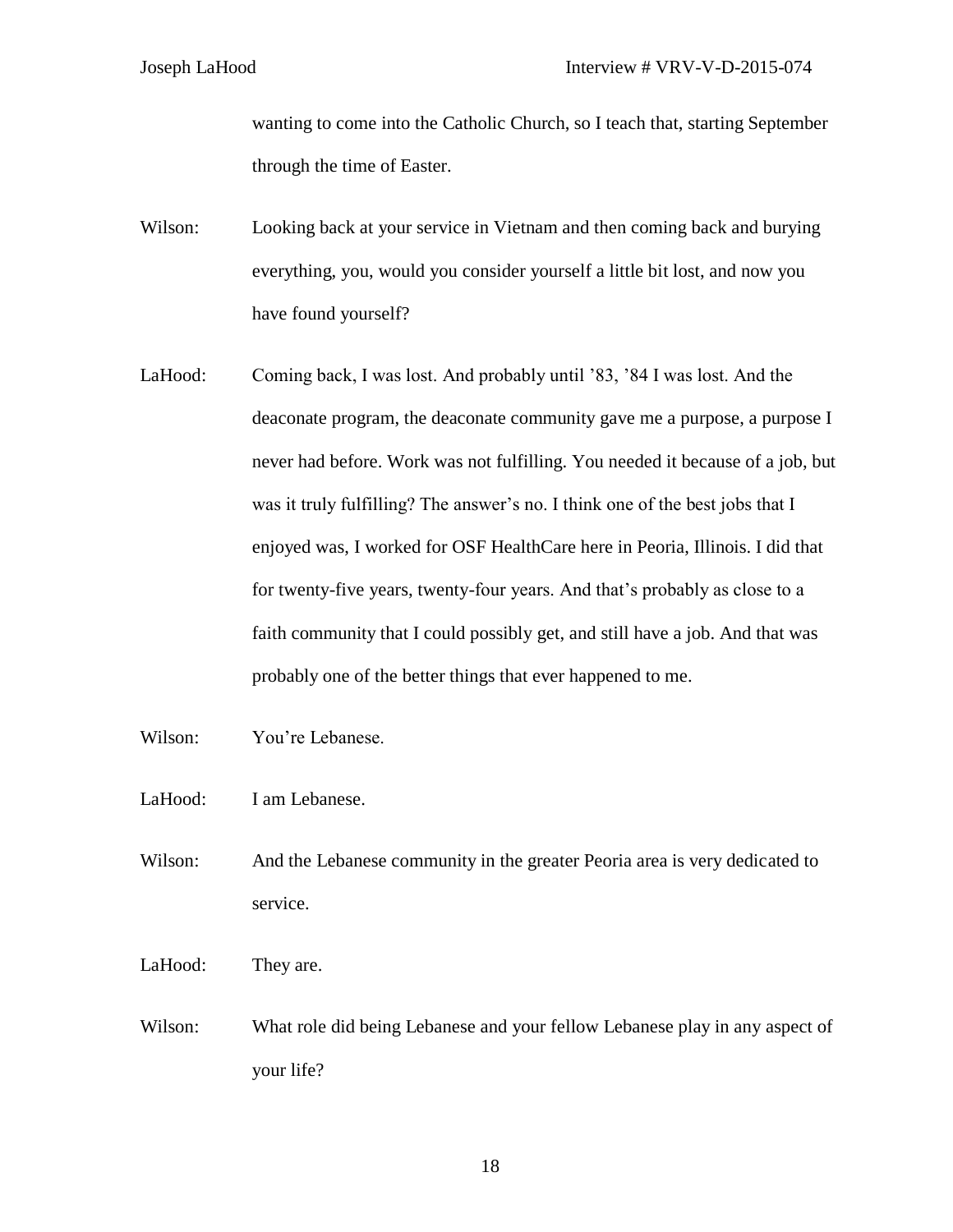wanting to come into the Catholic Church, so I teach that, starting September through the time of Easter.

Wilson: Looking back at your service in Vietnam and then coming back and burying everything, you, would you consider yourself a little bit lost, and now you have found yourself?

LaHood: Coming back, I was lost. And probably until '83, '84 I was lost. And the deaconate program, the deaconate community gave me a purpose, a purpose I never had before. Work was not fulfilling. You needed it because of a job, but was it truly fulfilling? The answer's no. I think one of the best jobs that I enjoyed was, I worked for OSF HealthCare here in Peoria, Illinois. I did that for twenty-five years, twenty-four years. And that's probably as close to a faith community that I could possibly get, and still have a job. And that was probably one of the better things that ever happened to me.

Wilson: You're Lebanese.

LaHood: I am Lebanese.

Wilson: And the Lebanese community in the greater Peoria area is very dedicated to service.

LaHood: They are.

Wilson: What role did being Lebanese and your fellow Lebanese play in any aspect of your life?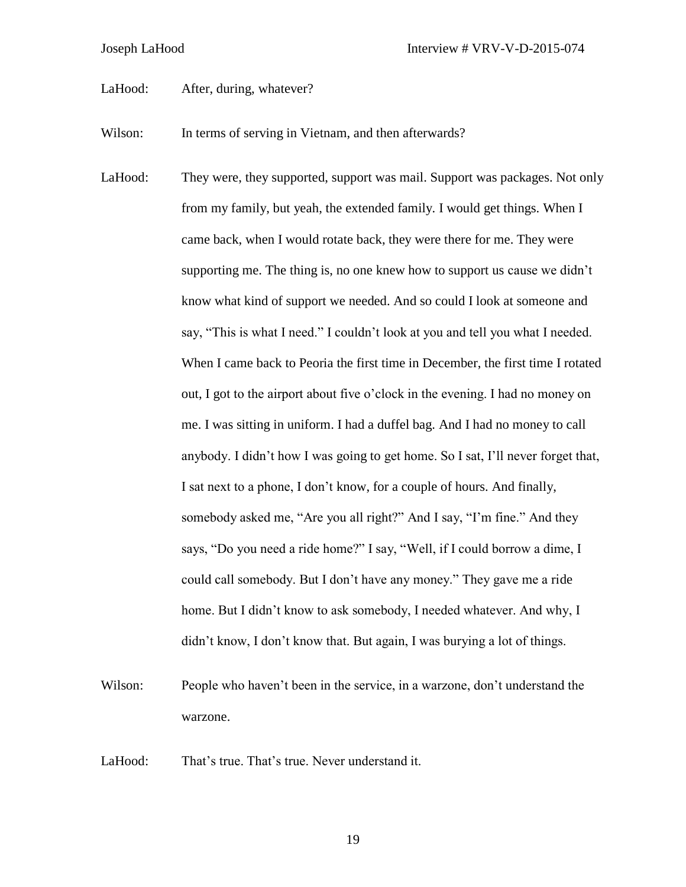LaHood: After, during, whatever?

Wilson: In terms of serving in Vietnam, and then afterwards?

LaHood: They were, they supported, support was mail. Support was packages. Not only from my family, but yeah, the extended family. I would get things. When I came back, when I would rotate back, they were there for me. They were supporting me. The thing is, no one knew how to support us cause we didn't know what kind of support we needed. And so could I look at someone and say, "This is what I need." I couldn't look at you and tell you what I needed. When I came back to Peoria the first time in December, the first time I rotated out, I got to the airport about five o'clock in the evening. I had no money on me. I was sitting in uniform. I had a duffel bag. And I had no money to call anybody. I didn't how I was going to get home. So I sat, I'll never forget that, I sat next to a phone, I don't know, for a couple of hours. And finally, somebody asked me, "Are you all right?" And I say, "I'm fine." And they says, "Do you need a ride home?" I say, "Well, if I could borrow a dime, I could call somebody. But I don't have any money." They gave me a ride home. But I didn't know to ask somebody, I needed whatever. And why, I didn't know, I don't know that. But again, I was burying a lot of things.

Wilson: People who haven't been in the service, in a warzone, don't understand the warzone.

LaHood: That's true. That's true. Never understand it.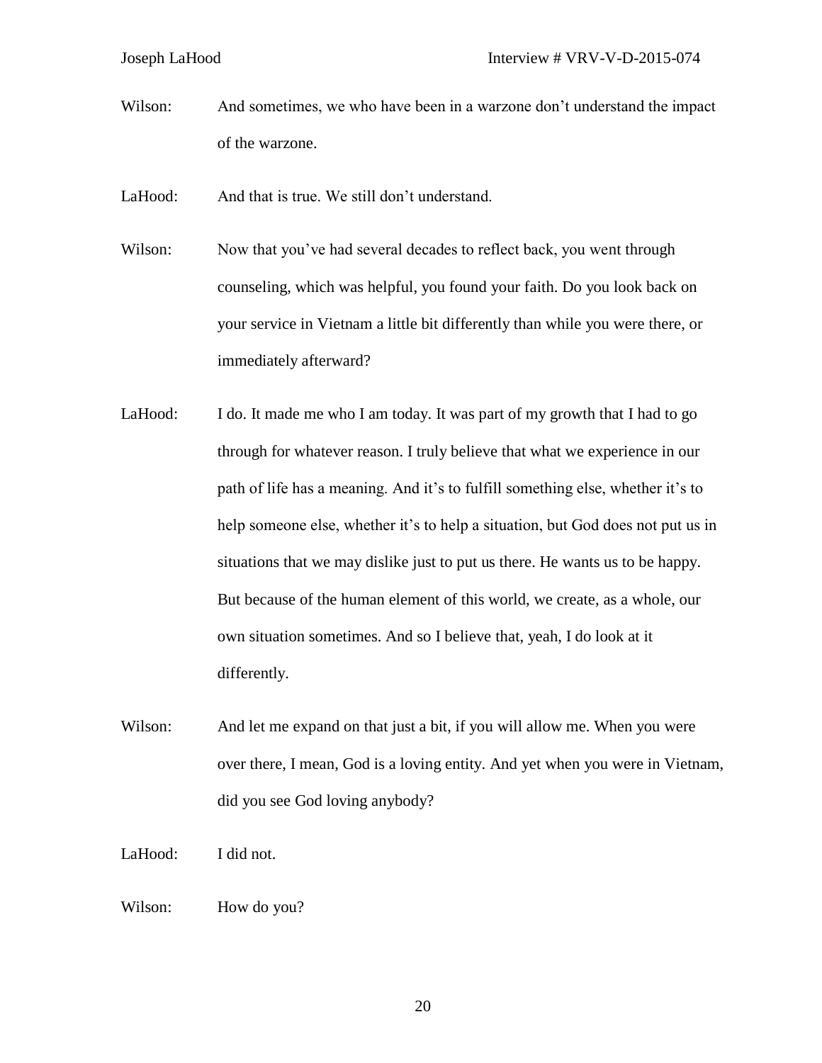Wilson: And sometimes, we who have been in a warzone don't understand the impact of the warzone.

LaHood: And that is true. We still don't understand.

Wilson: Now that you've had several decades to reflect back, you went through counseling, which was helpful, you found your faith. Do you look back on your service in Vietnam a little bit differently than while you were there, or immediately afterward?

LaHood: I do. It made me who I am today. It was part of my growth that I had to go through for whatever reason. I truly believe that what we experience in our path of life has a meaning. And it's to fulfill something else, whether it's to help someone else, whether it's to help a situation, but God does not put us in situations that we may dislike just to put us there. He wants us to be happy. But because of the human element of this world, we create, as a whole, our own situation sometimes. And so I believe that, yeah, I do look at it differently.

Wilson: And let me expand on that just a bit, if you will allow me. When you were over there, I mean, God is a loving entity. And yet when you were in Vietnam, did you see God loving anybody?

LaHood: I did not.

Wilson: How do you?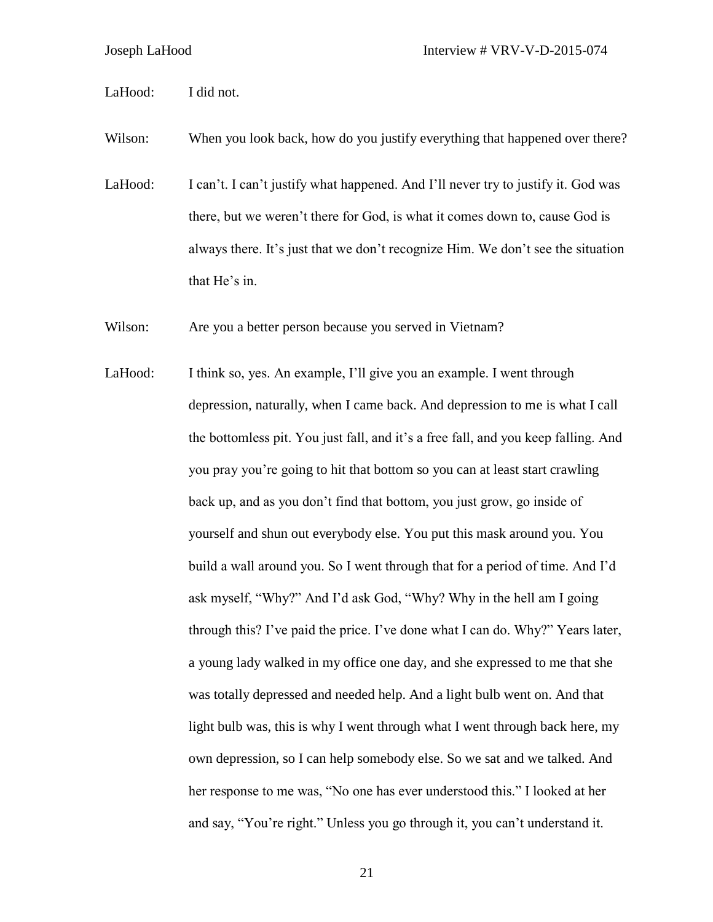LaHood: I did not.

Wilson: When you look back, how do you justify everything that happened over there?

LaHood: I can't. I can't justify what happened. And I'll never try to justify it. God was there, but we weren't there for God, is what it comes down to, cause God is always there. It's just that we don't recognize Him. We don't see the situation that He's in.

Wilson: Are you a better person because you served in Vietnam?

LaHood: I think so, yes. An example, I'll give you an example. I went through depression, naturally, when I came back. And depression to me is what I call the bottomless pit. You just fall, and it's a free fall, and you keep falling. And you pray you're going to hit that bottom so you can at least start crawling back up, and as you don't find that bottom, you just grow, go inside of yourself and shun out everybody else. You put this mask around you. You build a wall around you. So I went through that for a period of time. And I'd ask myself, "Why?" And I'd ask God, "Why? Why in the hell am I going through this? I've paid the price. I've done what I can do. Why?" Years later, a young lady walked in my office one day, and she expressed to me that she was totally depressed and needed help. And a light bulb went on. And that light bulb was, this is why I went through what I went through back here, my own depression, so I can help somebody else. So we sat and we talked. And her response to me was, "No one has ever understood this." I looked at her and say, "You're right." Unless you go through it, you can't understand it.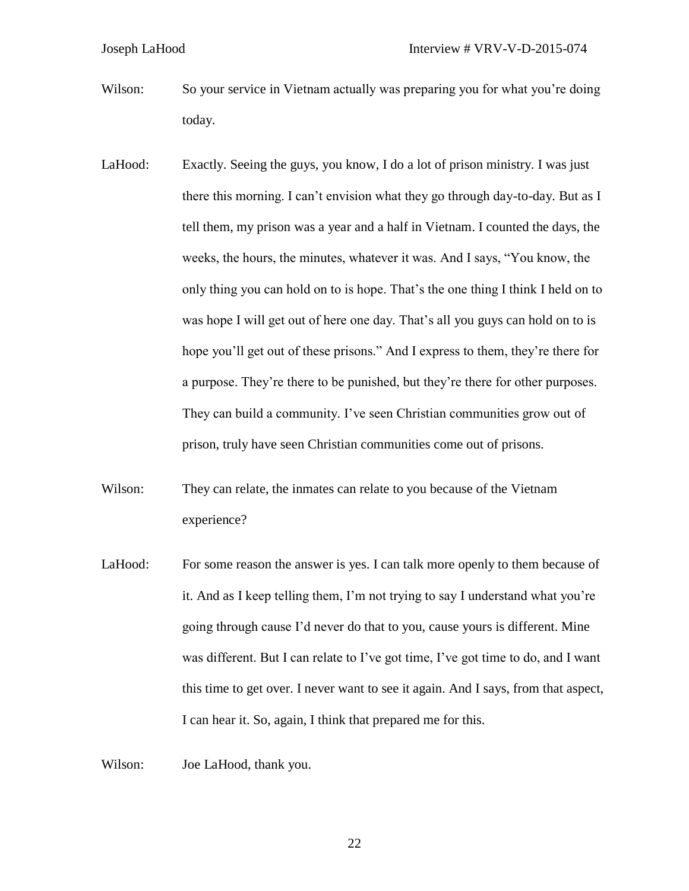Wilson: So your service in Vietnam actually was preparing you for what you're doing today.

LaHood: Exactly. Seeing the guys, you know, I do a lot of prison ministry. I was just there this morning. I can't envision what they go through day-to-day. But as I tell them, my prison was a year and a half in Vietnam. I counted the days, the weeks, the hours, the minutes, whatever it was. And I says, "You know, the only thing you can hold on to is hope. That's the one thing I think I held on to was hope I will get out of here one day. That's all you guys can hold on to is hope you'll get out of these prisons." And I express to them, they're there for a purpose. They're there to be punished, but they're there for other purposes. They can build a community. I've seen Christian communities grow out of prison, truly have seen Christian communities come out of prisons.

Wilson: They can relate, the inmates can relate to you because of the Vietnam experience?

LaHood: For some reason the answer is yes. I can talk more openly to them because of it. And as I keep telling them, I'm not trying to say I understand what you're going through cause I'd never do that to you, cause yours is different. Mine was different. But I can relate to I've got time, I've got time to do, and I want this time to get over. I never want to see it again. And I says, from that aspect, I can hear it. So, again, I think that prepared me for this.

Wilson: Joe LaHood, thank you.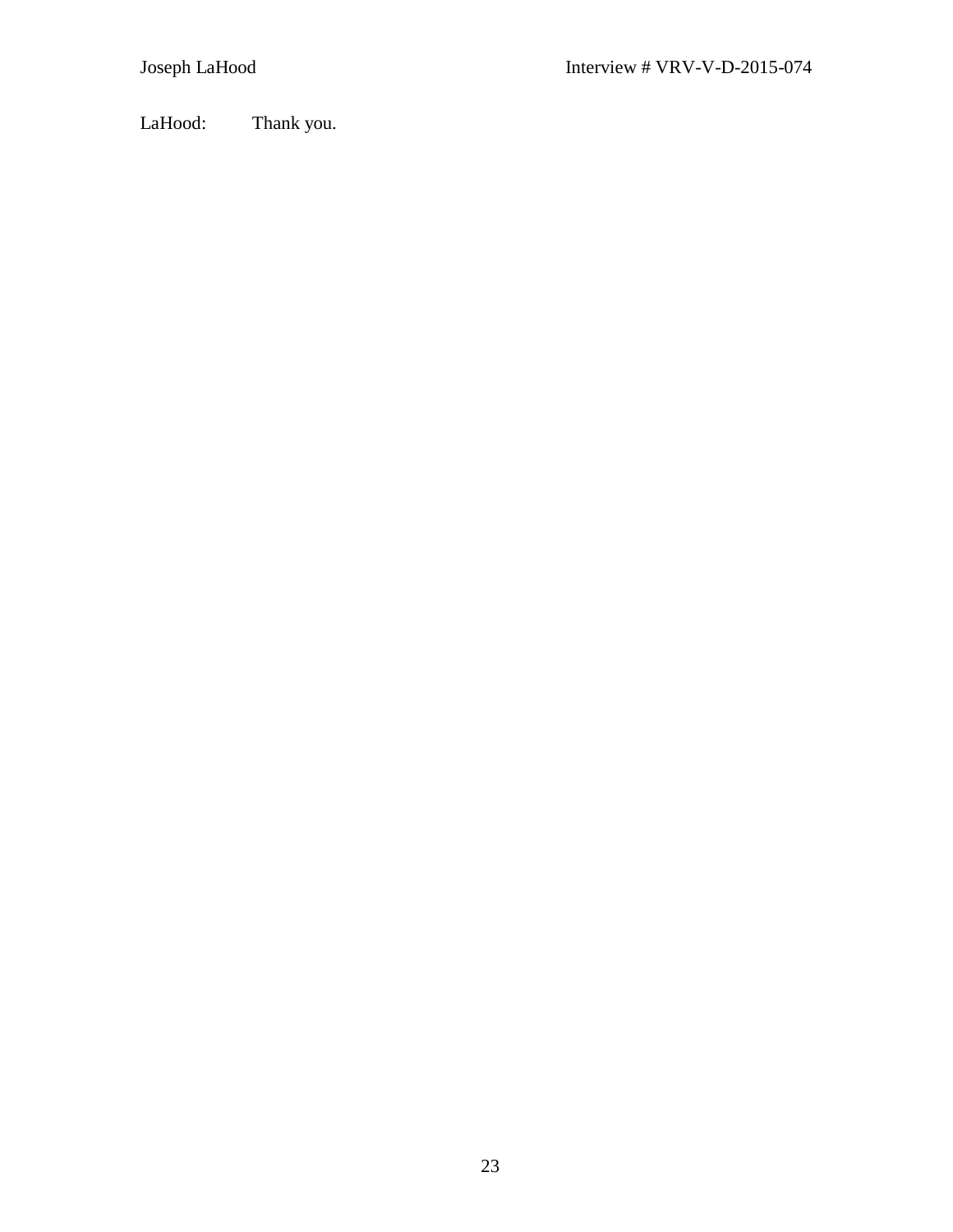LaHood: Thank you.